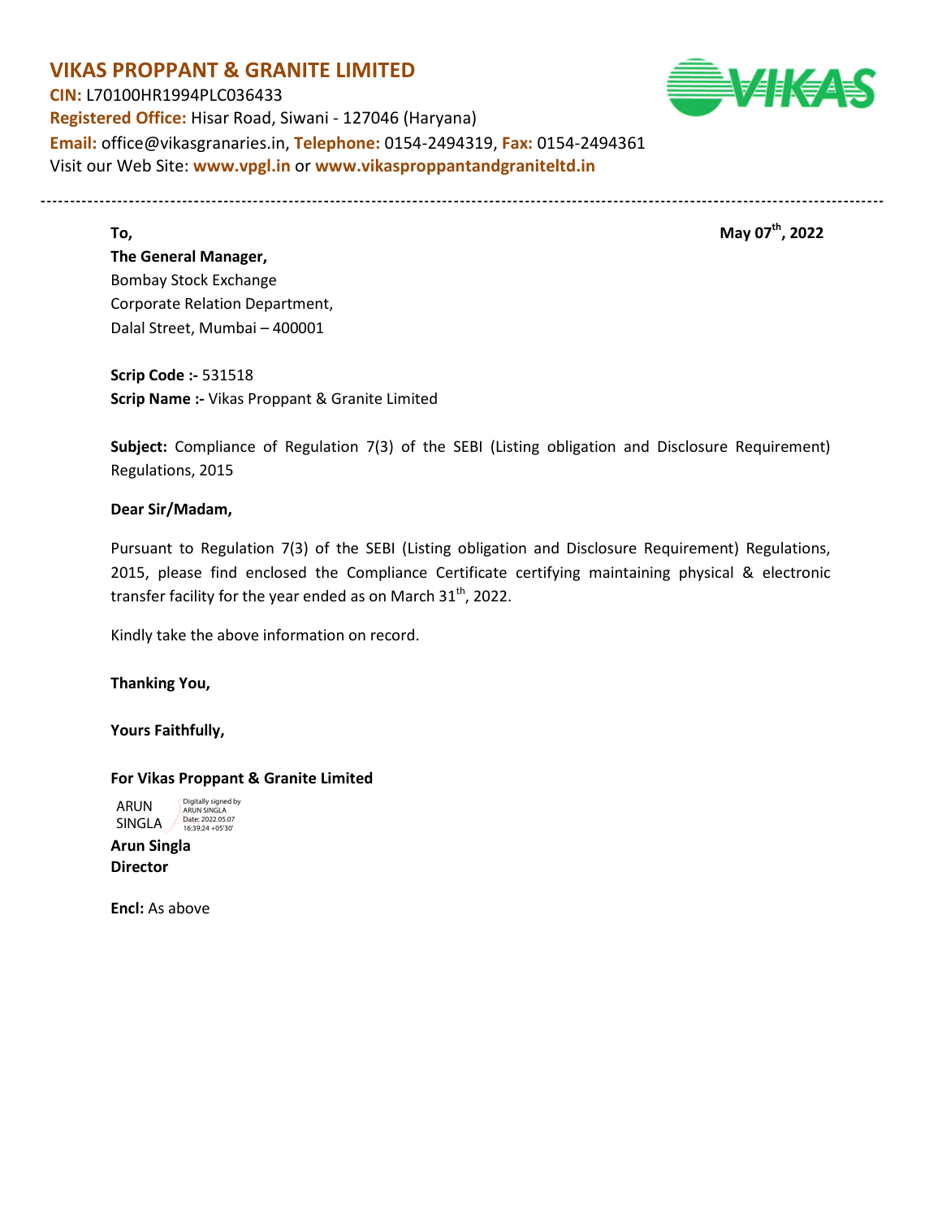# VIKAS PROPPANT & GRANITE LIMITED

**CIN:** L70100HR1994PLC036433
**Registered Office:** Hisar Road, Siwani - 127046 (Haryana)
**Email:** office@vikasgranaries.in, **Telephone:** 0154-2494319, **Fax:** 0154-2494361
Visit our Web Site: **www.vpgl.in** or **www.vikasproppantandgraniteltd.in**

---

**To,** **May 07th, 2022**

**The General Manager,**
Bombay Stock Exchange
Corporate Relation Department,
Dalal Street, Mumbai – 400001

**Scrip Code :-** 531518
**Scrip Name :-** Vikas Proppant & Granite Limited

**Subject:** Compliance of Regulation 7(3) of the SEBI (Listing obligation and Disclosure Requirement) Regulations, 2015

**Dear Sir/Madam,**

Pursuant to Regulation 7(3) of the SEBI (Listing obligation and Disclosure Requirement) Regulations, 2015, please find enclosed the Compliance Certificate certifying maintaining physical & electronic transfer facility for the year ended as on March 31th, 2022.

Kindly take the above information on record.

**Thanking You,**

**Yours Faithfully,**

**For Vikas Proppant & Granite Limited**

ARUN SINGLA
Digitally signed by ARUN SINGLA
Date: 2022.05.07 16:39:24 +05'30'

**Arun Singla**
**Director**

**Encl:** As above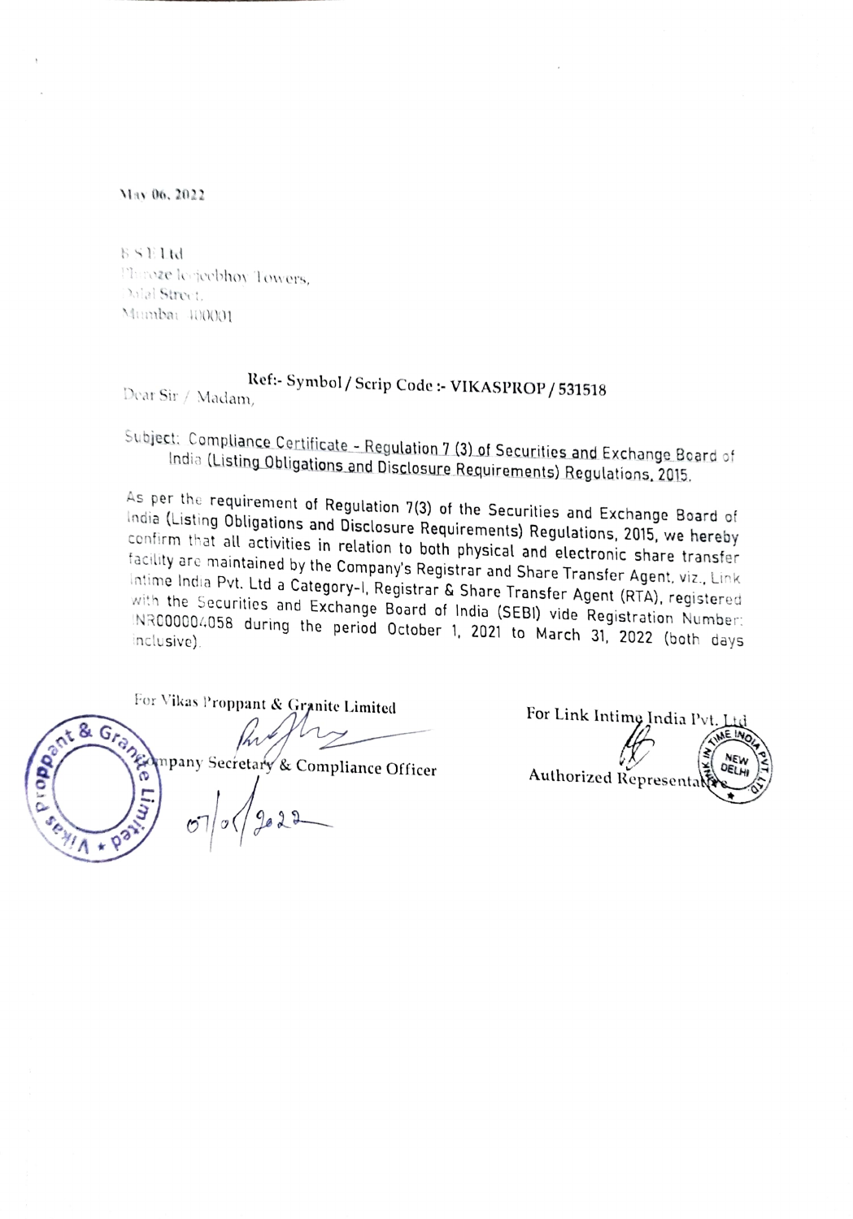May 06, 2022

BSE Ltd
Phiroze Jeejeebhoy Towers,
Dalal Street,
Mumbai 400001

Ref:- Symbol / Scrip Code :- VIKASPROP / 531518

Dear Sir / Madam,

Subject: Compliance Certificate - Regulation 7 (3) of Securities and Exchange Board of India (Listing Obligations and Disclosure Requirements) Regulations, 2015.

As per the requirement of Regulation 7(3) of the Securities and Exchange Board of India (Listing Obligations and Disclosure Requirements) Regulations, 2015, we hereby confirm that all activities in relation to both physical and electronic share transfer facility are maintained by the Company's Registrar and Share Transfer Agent, viz., Link Intime India Pvt. Ltd a Category-I, Registrar & Share Transfer Agent (RTA), registered with the Securities and Exchange Board of India (SEBI) vide Registration Number: INR000004058 during the period October 1, 2021 to March 31, 2022 (both days inclusive).

For Vikas Proppant & Granite Limited

Company Secretary & Compliance Officer

07/05/2022

For Link Intime India Pvt. Ltd

Authorized Representative